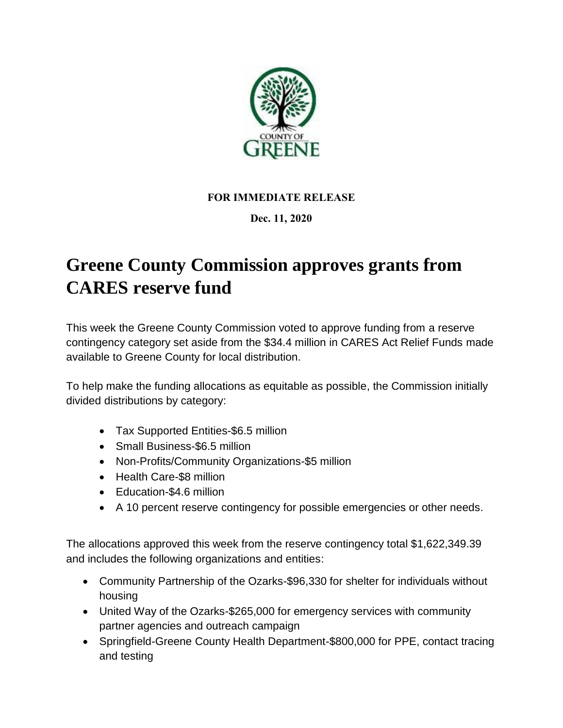**FOR IMMEDIATE RELEASE**

**Dec. 11, 2020**

# Greene County Commission approves grants from CARES reserve fund

This week the Greene County Commission voted to approve funding from a reserve contingency category set aside from the $34.4 million in CARES Act Relief Funds made available to Greene County for local distribution.

To help make the funding allocations as equitable as possible, the Commission initially divided distributions by category:

- Tax Supported Entities-$6.5 million
- Small Business-$6.5 million
- Non-Profits/Community Organizations-$5 million
- Health Care-$8 million
- Education-$4.6 million
- A 10 percent reserve contingency for possible emergencies or other needs.

The allocations approved this week from the reserve contingency total $1,622,349.39 and includes the following organizations and entities:

- Community Partnership of the Ozarks-$96,330 for shelter for individuals without housing
- United Way of the Ozarks-$265,000 for emergency services with community partner agencies and outreach campaign
- Springfield-Greene County Health Department-$800,000 for PPE, contact tracing and testing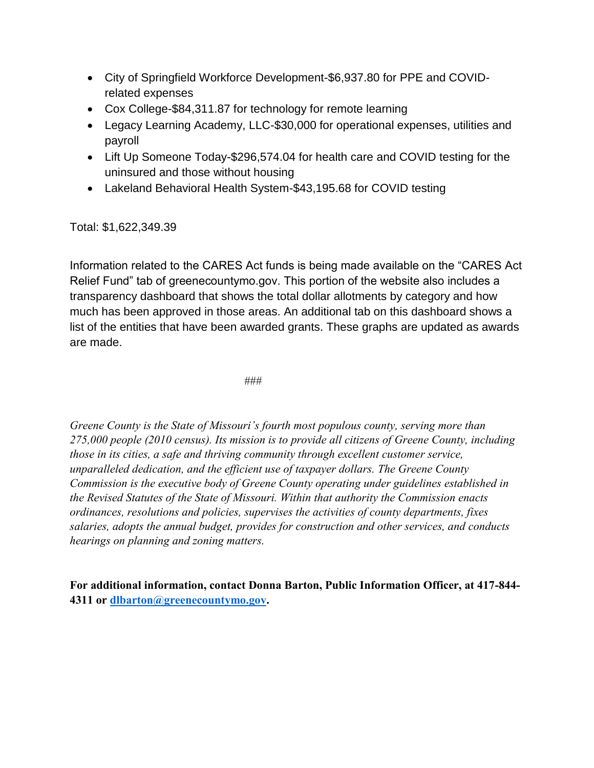- City of Springfield Workforce Development-$6,937.80 for PPE and COVID-related expenses
- Cox College-$84,311.87 for technology for remote learning
- Legacy Learning Academy, LLC-$30,000 for operational expenses, utilities and payroll
- Lift Up Someone Today-$296,574.04 for health care and COVID testing for the uninsured and those without housing
- Lakeland Behavioral Health System-$43,195.68 for COVID testing

Total: $1,622,349.39

Information related to the CARES Act funds is being made available on the "CARES Act Relief Fund" tab of greenecountymo.gov. This portion of the website also includes a transparency dashboard that shows the total dollar allotments by category and how much has been approved in those areas. An additional tab on this dashboard shows a list of the entities that have been awarded grants. These graphs are updated as awards are made.

###

*Greene County is the State of Missouri's fourth most populous county, serving more than 275,000 people (2010 census). Its mission is to provide all citizens of Greene County, including those in its cities, a safe and thriving community through excellent customer service, unparalleled dedication, and the efficient use of taxpayer dollars. The Greene County Commission is the executive body of Greene County operating under guidelines established in the Revised Statutes of the State of Missouri. Within that authority the Commission enacts ordinances, resolutions and policies, supervises the activities of county departments, fixes salaries, adopts the annual budget, provides for construction and other services, and conducts hearings on planning and zoning matters.*

**For additional information, contact Donna Barton, Public Information Officer, at 417-844-4311 or [dlbarton@greenecountymo.gov](mailto:dlbarton@greenecountymo.gov).**